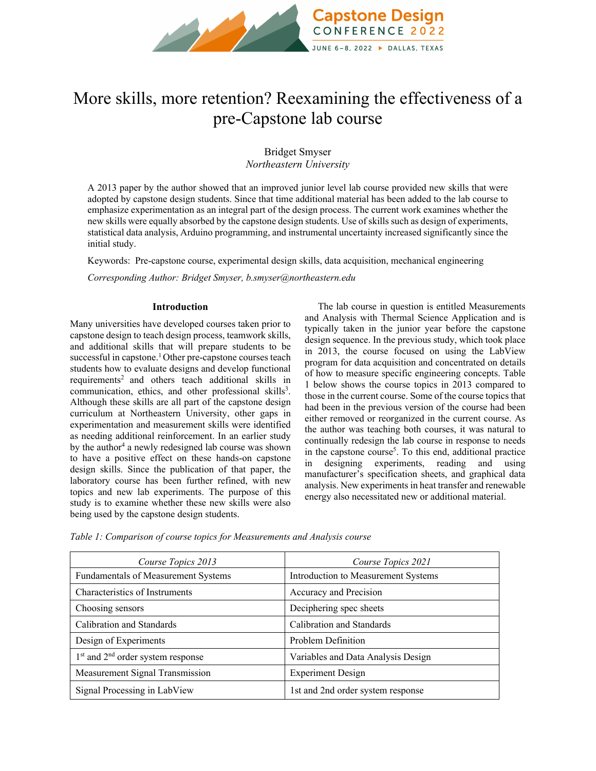# More skills, more retention? Reexamining the effectiveness of a pre-Capstone lab course

Bridget Smyser
*Northeastern University*

A 2013 paper by the author showed that an improved junior level lab course provided new skills that were adopted by capstone design students. Since that time additional material has been added to the lab course to emphasize experimentation as an integral part of the design process. The current work examines whether the new skills were equally absorbed by the capstone design students. Use of skills such as design of experiments, statistical data analysis, Arduino programming, and instrumental uncertainty increased significantly since the initial study.

Keywords: Pre-capstone course, experimental design skills, data acquisition, mechanical engineering

*Corresponding Author: Bridget Smyser, b.smyser@northeastern.edu*

## Introduction

Many universities have developed courses taken prior to capstone design to teach design process, teamwork skills, and additional skills that will prepare students to be successful in capstone.[1] Other pre-capstone courses teach students how to evaluate designs and develop functional requirements[2] and others teach additional skills in communication, ethics, and other professional skills[3]. Although these skills are all part of the capstone design curriculum at Northeastern University, other gaps in experimentation and measurement skills were identified as needing additional reinforcement. In an earlier study by the author[4] a newly redesigned lab course was shown to have a positive effect on these hands-on capstone design skills. Since the publication of that paper, the laboratory course has been further refined, with new topics and new lab experiments. The purpose of this study is to examine whether these new skills were also being used by the capstone design students.

The lab course in question is entitled Measurements and Analysis with Thermal Science Application and is typically taken in the junior year before the capstone design sequence. In the previous study, which took place in 2013, the course focused on using the LabView program for data acquisition and concentrated on details of how to measure specific engineering concepts. Table 1 below shows the course topics in 2013 compared to those in the current course. Some of the course topics that had been in the previous version of the course had been either removed or reorganized in the current course. As the author was teaching both courses, it was natural to continually redesign the lab course in response to needs in the capstone course[5]. To this end, additional practice in designing experiments, reading and using manufacturer's specification sheets, and graphical data analysis. New experiments in heat transfer and renewable energy also necessitated new or additional material.

*Table 1: Comparison of course topics for Measurements and Analysis course*

| *Course Topics 2013* | *Course Topics 2021* |
|---|---|
| Fundamentals of Measurement Systems | Introduction to Measurement Systems |
| Characteristics of Instruments | Accuracy and Precision |
| Choosing sensors | Deciphering spec sheets |
| Calibration and Standards | Calibration and Standards |
| Design of Experiments | Problem Definition |
| 1st and 2nd order system response | Variables and Data Analysis Design |
| Measurement Signal Transmission | Experiment Design |
| Signal Processing in LabView | 1st and 2nd order system response |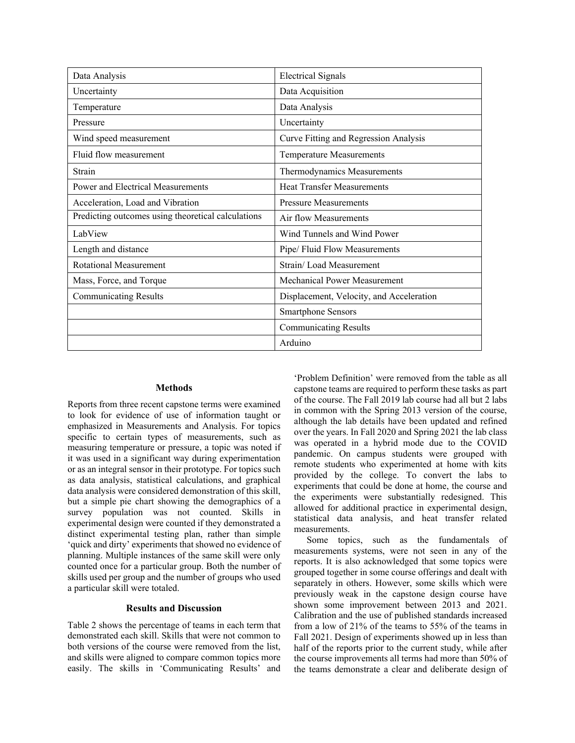| Data Analysis | Electrical Signals |
|---|---|
| Uncertainty | Data Acquisition |
| Temperature | Data Analysis |
| Pressure | Uncertainty |
| Wind speed measurement | Curve Fitting and Regression Analysis |
| Fluid flow measurement | Temperature Measurements |
| Strain | Thermodynamics Measurements |
| Power and Electrical Measurements | Heat Transfer Measurements |
| Acceleration, Load and Vibration | Pressure Measurements |
| Predicting outcomes using theoretical calculations | Air flow Measurements |
| LabView | Wind Tunnels and Wind Power |
| Length and distance | Pipe/ Fluid Flow Measurements |
| Rotational Measurement | Strain/ Load Measurement |
| Mass, Force, and Torque | Mechanical Power Measurement |
| Communicating Results | Displacement, Velocity, and Acceleration |
| | Smartphone Sensors |
| | Communicating Results |
| | Arduino |

### Methods

Reports from three recent capstone terms were examined to look for evidence of use of information taught or emphasized in Measurements and Analysis. For topics specific to certain types of measurements, such as measuring temperature or pressure, a topic was noted if it was used in a significant way during experimentation or as an integral sensor in their prototype. For topics such as data analysis, statistical calculations, and graphical data analysis were considered demonstration of this skill, but a simple pie chart showing the demographics of a survey population was not counted. Skills in experimental design were counted if they demonstrated a distinct experimental testing plan, rather than simple 'quick and dirty' experiments that showed no evidence of planning. Multiple instances of the same skill were only counted once for a particular group. Both the number of skills used per group and the number of groups who used a particular skill were totaled.

### Results and Discussion

Table 2 shows the percentage of teams in each term that demonstrated each skill. Skills that were not common to both versions of the course were removed from the list, and skills were aligned to compare common topics more easily. The skills in 'Communicating Results' and 'Problem Definition' were removed from the table as all capstone teams are required to perform these tasks as part of the course. The Fall 2019 lab course had all but 2 labs in common with the Spring 2013 version of the course, although the lab details have been updated and refined over the years. In Fall 2020 and Spring 2021 the lab class was operated in a hybrid mode due to the COVID pandemic. On campus students were grouped with remote students who experimented at home with kits provided by the college. To convert the labs to experiments that could be done at home, the course and the experiments were substantially redesigned. This allowed for additional practice in experimental design, statistical data analysis, and heat transfer related measurements.

Some topics, such as the fundamentals of measurements systems, were not seen in any of the reports. It is also acknowledged that some topics were grouped together in some course offerings and dealt with separately in others. However, some skills which were previously weak in the capstone design course have shown some improvement between 2013 and 2021. Calibration and the use of published standards increased from a low of 21% of the teams to 55% of the teams in Fall 2021. Design of experiments showed up in less than half of the reports prior to the current study, while after the course improvements all terms had more than 50% of the teams demonstrate a clear and deliberate design of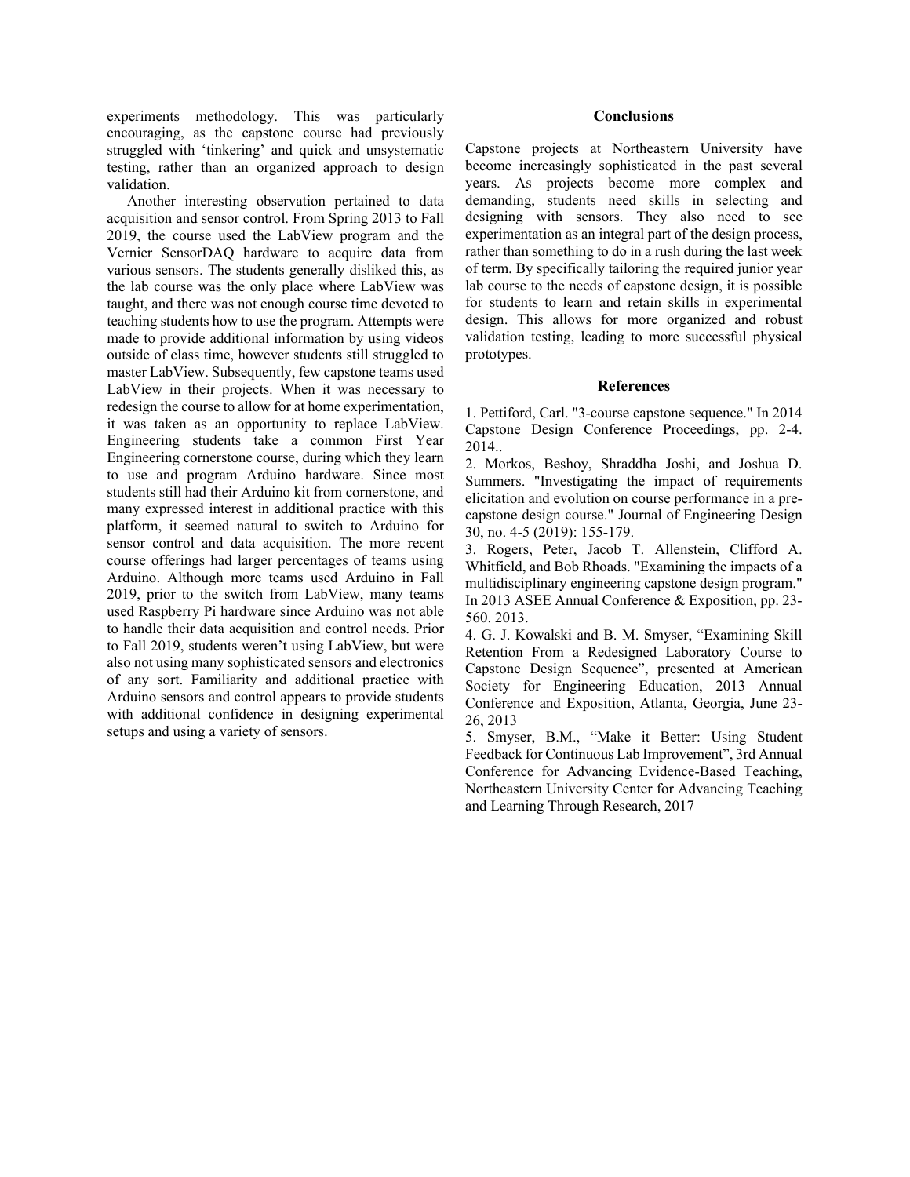experiments methodology. This was particularly encouraging, as the capstone course had previously struggled with 'tinkering' and quick and unsystematic testing, rather than an organized approach to design validation.

Another interesting observation pertained to data acquisition and sensor control. From Spring 2013 to Fall 2019, the course used the LabView program and the Vernier SensorDAQ hardware to acquire data from various sensors. The students generally disliked this, as the lab course was the only place where LabView was taught, and there was not enough course time devoted to teaching students how to use the program. Attempts were made to provide additional information by using videos outside of class time, however students still struggled to master LabView. Subsequently, few capstone teams used LabView in their projects. When it was necessary to redesign the course to allow for at home experimentation, it was taken as an opportunity to replace LabView. Engineering students take a common First Year Engineering cornerstone course, during which they learn to use and program Arduino hardware. Since most students still had their Arduino kit from cornerstone, and many expressed interest in additional practice with this platform, it seemed natural to switch to Arduino for sensor control and data acquisition. The more recent course offerings had larger percentages of teams using Arduino. Although more teams used Arduino in Fall 2019, prior to the switch from LabView, many teams used Raspberry Pi hardware since Arduino was not able to handle their data acquisition and control needs. Prior to Fall 2019, students weren't using LabView, but were also not using many sophisticated sensors and electronics of any sort. Familiarity and additional practice with Arduino sensors and control appears to provide students with additional confidence in designing experimental setups and using a variety of sensors.

## Conclusions

Capstone projects at Northeastern University have become increasingly sophisticated in the past several years. As projects become more complex and demanding, students need skills in selecting and designing with sensors. They also need to see experimentation as an integral part of the design process, rather than something to do in a rush during the last week of term. By specifically tailoring the required junior year lab course to the needs of capstone design, it is possible for students to learn and retain skills in experimental design. This allows for more organized and robust validation testing, leading to more successful physical prototypes.

## References

1. Pettiford, Carl. "3-course capstone sequence." In 2014 Capstone Design Conference Proceedings, pp. 2-4. 2014..
2. Morkos, Beshoy, Shraddha Joshi, and Joshua D. Summers. "Investigating the impact of requirements elicitation and evolution on course performance in a pre-capstone design course." Journal of Engineering Design 30, no. 4-5 (2019): 155-179.
3. Rogers, Peter, Jacob T. Allenstein, Clifford A. Whitfield, and Bob Rhoads. "Examining the impacts of a multidisciplinary engineering capstone design program." In 2013 ASEE Annual Conference & Exposition, pp. 23-560. 2013.
4. G. J. Kowalski and B. M. Smyser, "Examining Skill Retention From a Redesigned Laboratory Course to Capstone Design Sequence", presented at American Society for Engineering Education, 2013 Annual Conference and Exposition, Atlanta, Georgia, June 23-26, 2013
5. Smyser, B.M., "Make it Better: Using Student Feedback for Continuous Lab Improvement", 3rd Annual Conference for Advancing Evidence-Based Teaching, Northeastern University Center for Advancing Teaching and Learning Through Research, 2017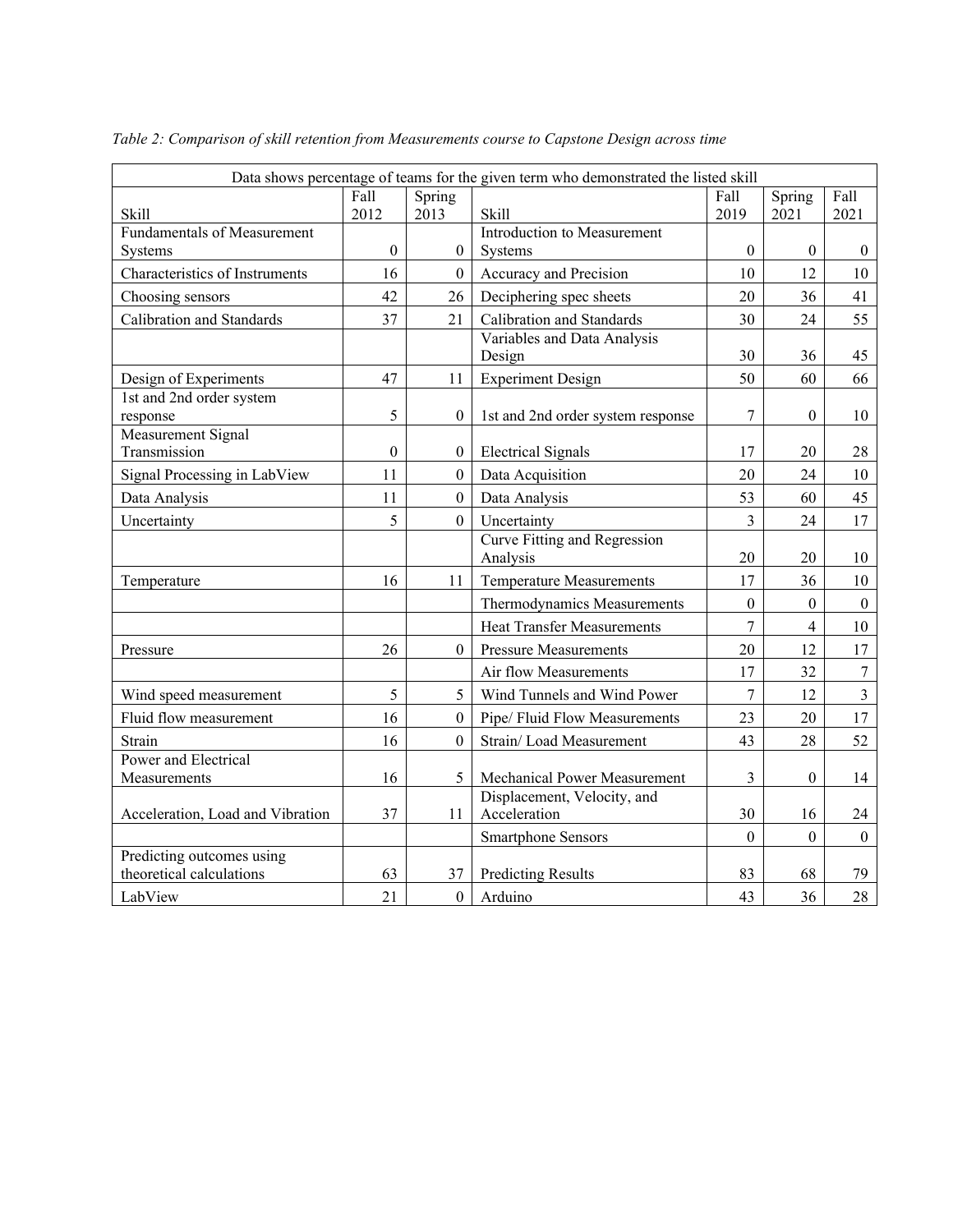*Table 2: Comparison of skill retention from Measurements course to Capstone Design across time*

| Data shows percentage of teams for the given term who demonstrated the listed skill | | | | | | |
|---|---|---|---|---|---|---|
| Skill | Fall 2012 | Spring 2013 | Skill | Fall 2019 | Spring 2021 | Fall 2021 |
| Fundamentals of Measurement Systems | 0 | 0 | Introduction to Measurement Systems | 0 | 0 | 0 |
| Characteristics of Instruments | 16 | 0 | Accuracy and Precision | 10 | 12 | 10 |
| Choosing sensors | 42 | 26 | Deciphering spec sheets | 20 | 36 | 41 |
| Calibration and Standards | 37 | 21 | Calibration and Standards | 30 | 24 | 55 |
| | | | Variables and Data Analysis Design | 30 | 36 | 45 |
| Design of Experiments | 47 | 11 | Experiment Design | 50 | 60 | 66 |
| 1st and 2nd order system response | 5 | 0 | 1st and 2nd order system response | 7 | 0 | 10 |
| Measurement Signal Transmission | 0 | 0 | Electrical Signals | 17 | 20 | 28 |
| Signal Processing in LabView | 11 | 0 | Data Acquisition | 20 | 24 | 10 |
| Data Analysis | 11 | 0 | Data Analysis | 53 | 60 | 45 |
| Uncertainty | 5 | 0 | Uncertainty | 3 | 24 | 17 |
| | | | Curve Fitting and Regression Analysis | 20 | 20 | 10 |
| Temperature | 16 | 11 | Temperature Measurements | 17 | 36 | 10 |
| | | | Thermodynamics Measurements | 0 | 0 | 0 |
| | | | Heat Transfer Measurements | 7 | 4 | 10 |
| Pressure | 26 | 0 | Pressure Measurements | 20 | 12 | 17 |
| | | | Air flow Measurements | 17 | 32 | 7 |
| Wind speed measurement | 5 | 5 | Wind Tunnels and Wind Power | 7 | 12 | 3 |
| Fluid flow measurement | 16 | 0 | Pipe/ Fluid Flow Measurements | 23 | 20 | 17 |
| Strain | 16 | 0 | Strain/ Load Measurement | 43 | 28 | 52 |
| Power and Electrical Measurements | 16 | 5 | Mechanical Power Measurement | 3 | 0 | 14 |
| Acceleration, Load and Vibration | 37 | 11 | Displacement, Velocity, and Acceleration | 30 | 16 | 24 |
| | | | Smartphone Sensors | 0 | 0 | 0 |
| Predicting outcomes using theoretical calculations | 63 | 37 | Predicting Results | 83 | 68 | 79 |
| LabView | 21 | 0 | Arduino | 43 | 36 | 28 |